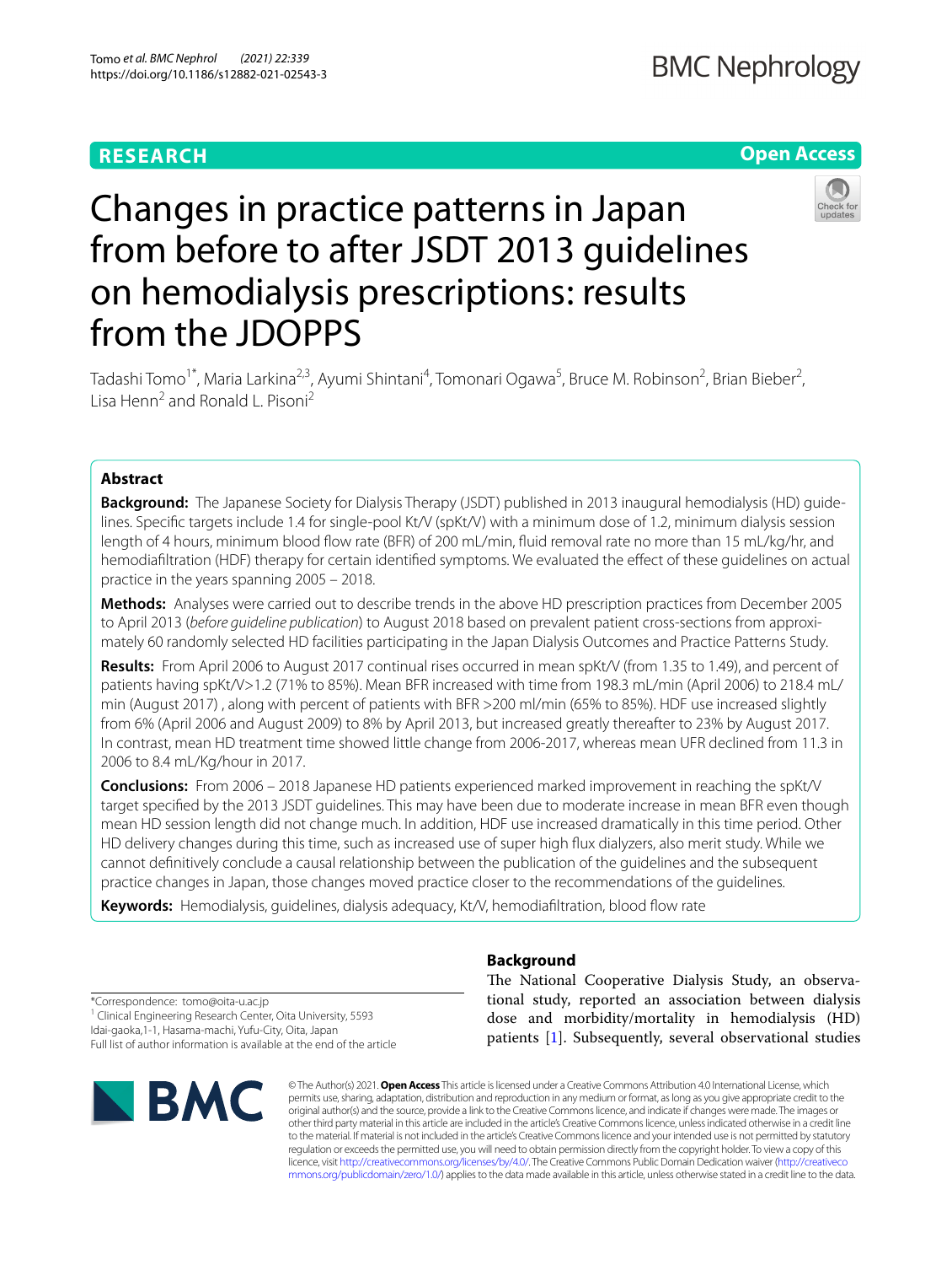RESEARCH

Open Access

# Changes in practice patterns in Japan from before to after JSDT 2013 guidelines on hemodialysis prescriptions: results from the JDOPPS

Tadashi Tomo[1*], Maria Larkina[2,3], Ayumi Shintani[4], Tomonari Ogawa[5], Bruce M. Robinson[2], Brian Bieber[2], Lisa Henn[2] and Ronald L. Pisoni[2]

## Abstract

**Background:** The Japanese Society for Dialysis Therapy (JSDT) published in 2013 inaugural hemodialysis (HD) guidelines. Specific targets include 1.4 for single-pool Kt/V (spKt/V) with a minimum dose of 1.2, minimum dialysis session length of 4 hours, minimum blood flow rate (BFR) of 200 mL/min, fluid removal rate no more than 15 mL/kg/hr, and hemodiafiltration (HDF) therapy for certain identified symptoms. We evaluated the effect of these guidelines on actual practice in the years spanning 2005 – 2018.

**Methods:** Analyses were carried out to describe trends in the above HD prescription practices from December 2005 to April 2013 (*before guideline publication*) to August 2018 based on prevalent patient cross-sections from approximately 60 randomly selected HD facilities participating in the Japan Dialysis Outcomes and Practice Patterns Study.

**Results:** From April 2006 to August 2017 continual rises occurred in mean spKt/V (from 1.35 to 1.49), and percent of patients having spKt/V>1.2 (71% to 85%). Mean BFR increased with time from 198.3 mL/min (April 2006) to 218.4 mL/min (August 2017) , along with percent of patients with BFR >200 ml/min (65% to 85%). HDF use increased slightly from 6% (April 2006 and August 2009) to 8% by April 2013, but increased greatly thereafter to 23% by August 2017. In contrast, mean HD treatment time showed little change from 2006-2017, whereas mean UFR declined from 11.3 in 2006 to 8.4 mL/Kg/hour in 2017.

**Conclusions:** From 2006 – 2018 Japanese HD patients experienced marked improvement in reaching the spKt/V target specified by the 2013 JSDT guidelines. This may have been due to moderate increase in mean BFR even though mean HD session length did not change much. In addition, HDF use increased dramatically in this time period. Other HD delivery changes during this time, such as increased use of super high flux dialyzers, also merit study. While we cannot definitively conclude a causal relationship between the publication of the guidelines and the subsequent practice changes in Japan, those changes moved practice closer to the recommendations of the guidelines.

**Keywords:** Hemodialysis, guidelines, dialysis adequacy, Kt/V, hemodiafiltration, blood flow rate

## Background

The National Cooperative Dialysis Study, an observational study, reported an association between dialysis dose and morbidity/mortality in hemodialysis (HD) patients [1]. Subsequently, several observational studies

*Correspondence: tomo@oita-u.ac.jp
[1] Clinical Engineering Research Center, Oita University, 5593 Idai-gaoka,1-1, Hasama-machi, Yufu-City, Oita, Japan
Full list of author information is available at the end of the article

© The Author(s) 2021. **Open Access** This article is licensed under a Creative Commons Attribution 4.0 International License, which permits use, sharing, adaptation, distribution and reproduction in any medium or format, as long as you give appropriate credit to the original author(s) and the source, provide a link to the Creative Commons licence, and indicate if changes were made. The images or other third party material in this article are included in the article's Creative Commons licence, unless indicated otherwise in a credit line to the material. If material is not included in the article's Creative Commons licence and your intended use is not permitted by statutory regulation or exceeds the permitted use, you will need to obtain permission directly from the copyright holder. To view a copy of this licence, visit http://creativecommons.org/licenses/by/4.0/. The Creative Commons Public Domain Dedication waiver (http://creativecommons.org/publicdomain/zero/1.0/) applies to the data made available in this article, unless otherwise stated in a credit line to the data.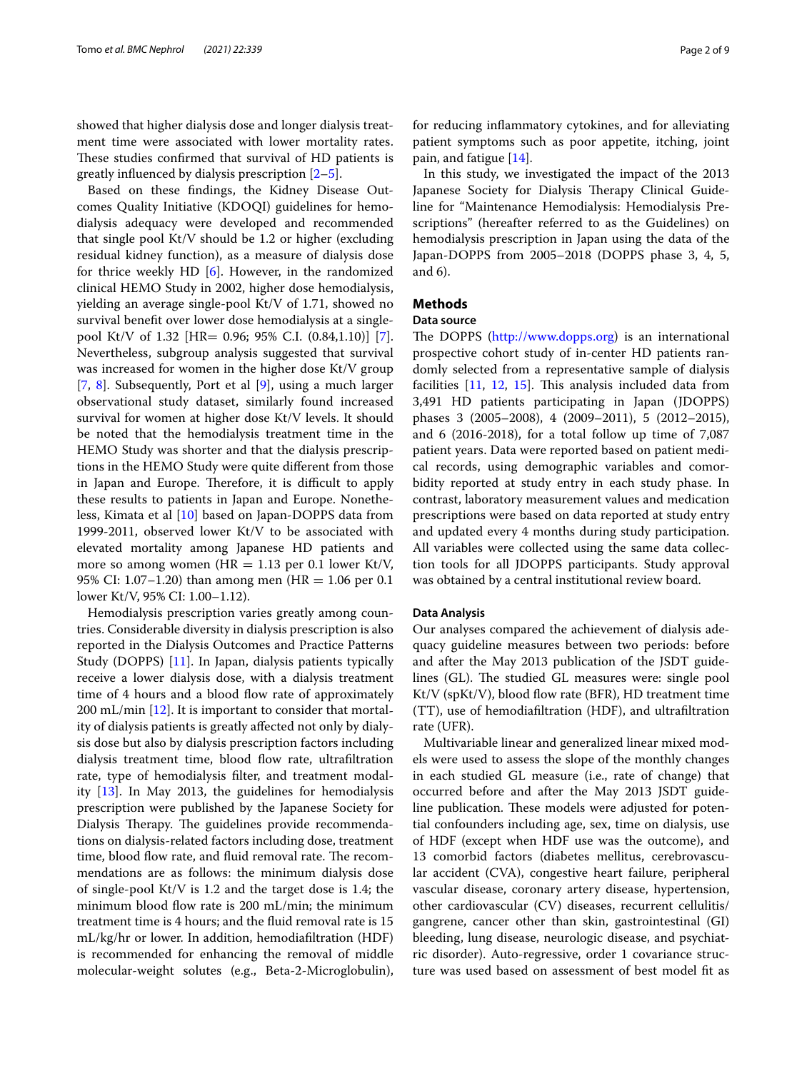showed that higher dialysis dose and longer dialysis treatment time were associated with lower mortality rates. These studies confirmed that survival of HD patients is greatly influenced by dialysis prescription [2–5].

Based on these findings, the Kidney Disease Outcomes Quality Initiative (KDOQI) guidelines for hemodialysis adequacy were developed and recommended that single pool Kt/V should be 1.2 or higher (excluding residual kidney function), as a measure of dialysis dose for thrice weekly HD [6]. However, in the randomized clinical HEMO Study in 2002, higher dose hemodialysis, yielding an average single-pool Kt/V of 1.71, showed no survival benefit over lower dose hemodialysis at a single-pool Kt/V of 1.32 [HR= 0.96; 95% C.I. (0.84,1.10)] [7]. Nevertheless, subgroup analysis suggested that survival was increased for women in the higher dose Kt/V group [7, 8]. Subsequently, Port et al [9], using a much larger observational study dataset, similarly found increased survival for women at higher dose Kt/V levels. It should be noted that the hemodialysis treatment time in the HEMO Study was shorter and that the dialysis prescriptions in the HEMO Study were quite different from those in Japan and Europe. Therefore, it is difficult to apply these results to patients in Japan and Europe. Nonetheless, Kimata et al [10] based on Japan-DOPPS data from 1999-2011, observed lower Kt/V to be associated with elevated mortality among Japanese HD patients and more so among women (HR = 1.13 per 0.1 lower Kt/V, 95% CI: 1.07–1.20) than among men (HR = 1.06 per 0.1 lower Kt/V, 95% CI: 1.00–1.12).

Hemodialysis prescription varies greatly among countries. Considerable diversity in dialysis prescription is also reported in the Dialysis Outcomes and Practice Patterns Study (DOPPS) [11]. In Japan, dialysis patients typically receive a lower dialysis dose, with a dialysis treatment time of 4 hours and a blood flow rate of approximately 200 mL/min [12]. It is important to consider that mortality of dialysis patients is greatly affected not only by dialysis dose but also by dialysis prescription factors including dialysis treatment time, blood flow rate, ultrafiltration rate, type of hemodialysis filter, and treatment modality [13]. In May 2013, the guidelines for hemodialysis prescription were published by the Japanese Society for Dialysis Therapy. The guidelines provide recommendations on dialysis-related factors including dose, treatment time, blood flow rate, and fluid removal rate. The recommendations are as follows: the minimum dialysis dose of single-pool Kt/V is 1.2 and the target dose is 1.4; the minimum blood flow rate is 200 mL/min; the minimum treatment time is 4 hours; and the fluid removal rate is 15 mL/kg/hr or lower. In addition, hemodiafiltration (HDF) is recommended for enhancing the removal of middle molecular-weight solutes (e.g., Beta-2-Microglobulin), for reducing inflammatory cytokines, and for alleviating patient symptoms such as poor appetite, itching, joint pain, and fatigue [14].

In this study, we investigated the impact of the 2013 Japanese Society for Dialysis Therapy Clinical Guideline for "Maintenance Hemodialysis: Hemodialysis Prescriptions" (hereafter referred to as the Guidelines) on hemodialysis prescription in Japan using the data of the Japan-DOPPS from 2005–2018 (DOPPS phase 3, 4, 5, and 6).

## Methods

### Data source

The DOPPS (http://www.dopps.org) is an international prospective cohort study of in-center HD patients randomly selected from a representative sample of dialysis facilities [11, 12, 15]. This analysis included data from 3,491 HD patients participating in Japan (JDOPPS) phases 3 (2005–2008), 4 (2009–2011), 5 (2012–2015), and 6 (2016-2018), for a total follow up time of 7,087 patient years. Data were reported based on patient medical records, using demographic variables and comorbidity reported at study entry in each study phase. In contrast, laboratory measurement values and medication prescriptions were based on data reported at study entry and updated every 4 months during study participation. All variables were collected using the same data collection tools for all JDOPPS participants. Study approval was obtained by a central institutional review board.

### Data Analysis

Our analyses compared the achievement of dialysis adequacy guideline measures between two periods: before and after the May 2013 publication of the JSDT guidelines (GL). The studied GL measures were: single pool Kt/V (spKt/V), blood flow rate (BFR), HD treatment time (TT), use of hemodiafiltration (HDF), and ultrafiltration rate (UFR).

Multivariable linear and generalized linear mixed models were used to assess the slope of the monthly changes in each studied GL measure (i.e., rate of change) that occurred before and after the May 2013 JSDT guideline publication. These models were adjusted for potential confounders including age, sex, time on dialysis, use of HDF (except when HDF use was the outcome), and 13 comorbid factors (diabetes mellitus, cerebrovascular accident (CVA), congestive heart failure, peripheral vascular disease, coronary artery disease, hypertension, other cardiovascular (CV) diseases, recurrent cellulitis/gangrene, cancer other than skin, gastrointestinal (GI) bleeding, lung disease, neurologic disease, and psychiatric disorder). Auto-regressive, order 1 covariance structure was used based on assessment of best model fit as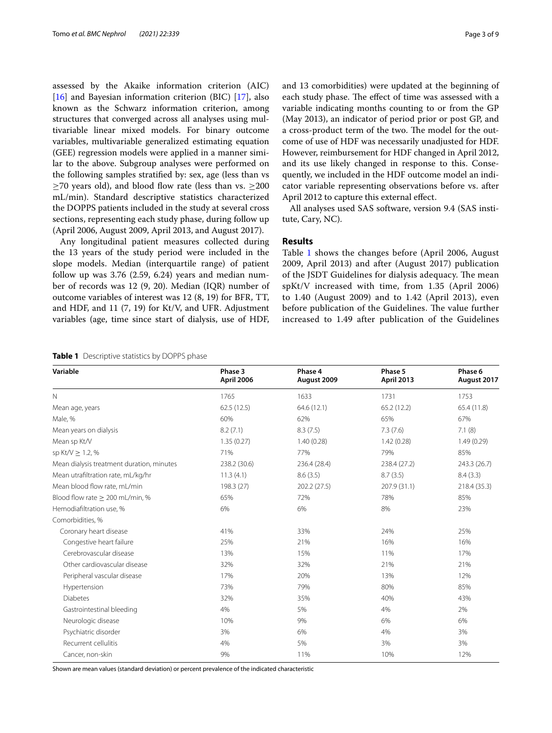assessed by the Akaike information criterion (AIC) [16] and Bayesian information criterion (BIC) [17], also known as the Schwarz information criterion, among structures that converged across all analyses using multivariable linear mixed models. For binary outcome variables, multivariable generalized estimating equation (GEE) regression models were applied in a manner similar to the above. Subgroup analyses were performed on the following samples stratified by: sex, age (less than vs ≥70 years old), and blood flow rate (less than vs. ≥200 mL/min). Standard descriptive statistics characterized the DOPPS patients included in the study at several cross sections, representing each study phase, during follow up (April 2006, August 2009, April 2013, and August 2017).

Any longitudinal patient measures collected during the 13 years of the study period were included in the slope models. Median (interquartile range) of patient follow up was 3.76 (2.59, 6.24) years and median number of records was 12 (9, 20). Median (IQR) number of outcome variables of interest was 12 (8, 19) for BFR, TT, and HDF, and 11 (7, 19) for Kt/V, and UFR. Adjustment variables (age, time since start of dialysis, use of HDF, and 13 comorbidities) were updated at the beginning of each study phase. The effect of time was assessed with a variable indicating months counting to or from the GP (May 2013), an indicator of period prior or post GP, and a cross-product term of the two. The model for the outcome of use of HDF was necessarily unadjusted for HDF. However, reimbursement for HDF changed in April 2012, and its use likely changed in response to this. Consequently, we included in the HDF outcome model an indicator variable representing observations before vs. after April 2012 to capture this external effect.

All analyses used SAS software, version 9.4 (SAS institute, Cary, NC).

## Results

Table 1 shows the changes before (April 2006, August 2009, April 2013) and after (August 2017) publication of the JSDT Guidelines for dialysis adequacy. The mean spKt/V increased with time, from 1.35 (April 2006) to 1.40 (August 2009) and to 1.42 (April 2013), even before publication of the Guidelines. The value further increased to 1.49 after publication of the Guidelines

**Table 1** Descriptive statistics by DOPPS phase

| Variable | Phase 3 April 2006 | Phase 4 August 2009 | Phase 5 April 2013 | Phase 6 August 2017 |
|---|---|---|---|---|
| N | 1765 | 1633 | 1731 | 1753 |
| Mean age, years | 62.5 (12.5) | 64.6 (12.1) | 65.2 (12.2) | 65.4 (11.8) |
| Male, % | 60% | 62% | 65% | 67% |
| Mean years on dialysis | 8.2 (7.1) | 8.3 (7.5) | 7.3 (7.6) | 7.1 (8) |
| Mean sp Kt/V | 1.35 (0.27) | 1.40 (0.28) | 1.42 (0.28) | 1.49 (0.29) |
| sp Kt/V ≥ 1.2, % | 71% | 77% | 79% | 85% |
| Mean dialysis treatment duration, minutes | 238.2 (30.6) | 236.4 (28.4) | 238.4 (27.2) | 243.3 (26.7) |
| Mean utrafiltration rate, mL/kg/hr | 11.3 (4.1) | 8.6 (3.5) | 8.7 (3.5) | 8.4 (3.3) |
| Mean blood flow rate, mL/min | 198.3 (27) | 202.2 (27.5) | 207.9 (31.1) | 218.4 (35.3) |
| Blood flow rate ≥ 200 mL/min, % | 65% | 72% | 78% | 85% |
| Hemodiafiltration use, % | 6% | 6% | 8% | 23% |
| Comorbidities, % | | | | |
| Coronary heart disease | 41% | 33% | 24% | 25% |
| Congestive heart failure | 25% | 21% | 16% | 16% |
| Cerebrovascular disease | 13% | 15% | 11% | 17% |
| Other cardiovascular disease | 32% | 32% | 21% | 21% |
| Peripheral vascular disease | 17% | 20% | 13% | 12% |
| Hypertension | 73% | 79% | 80% | 85% |
| Diabetes | 32% | 35% | 40% | 43% |
| Gastrointestinal bleeding | 4% | 5% | 4% | 2% |
| Neurologic disease | 10% | 9% | 6% | 6% |
| Psychiatric disorder | 3% | 6% | 4% | 3% |
| Recurrent cellulitis | 4% | 5% | 3% | 3% |
| Cancer, non-skin | 9% | 11% | 10% | 12% |

Shown are mean values (standard deviation) or percent prevalence of the indicated characteristic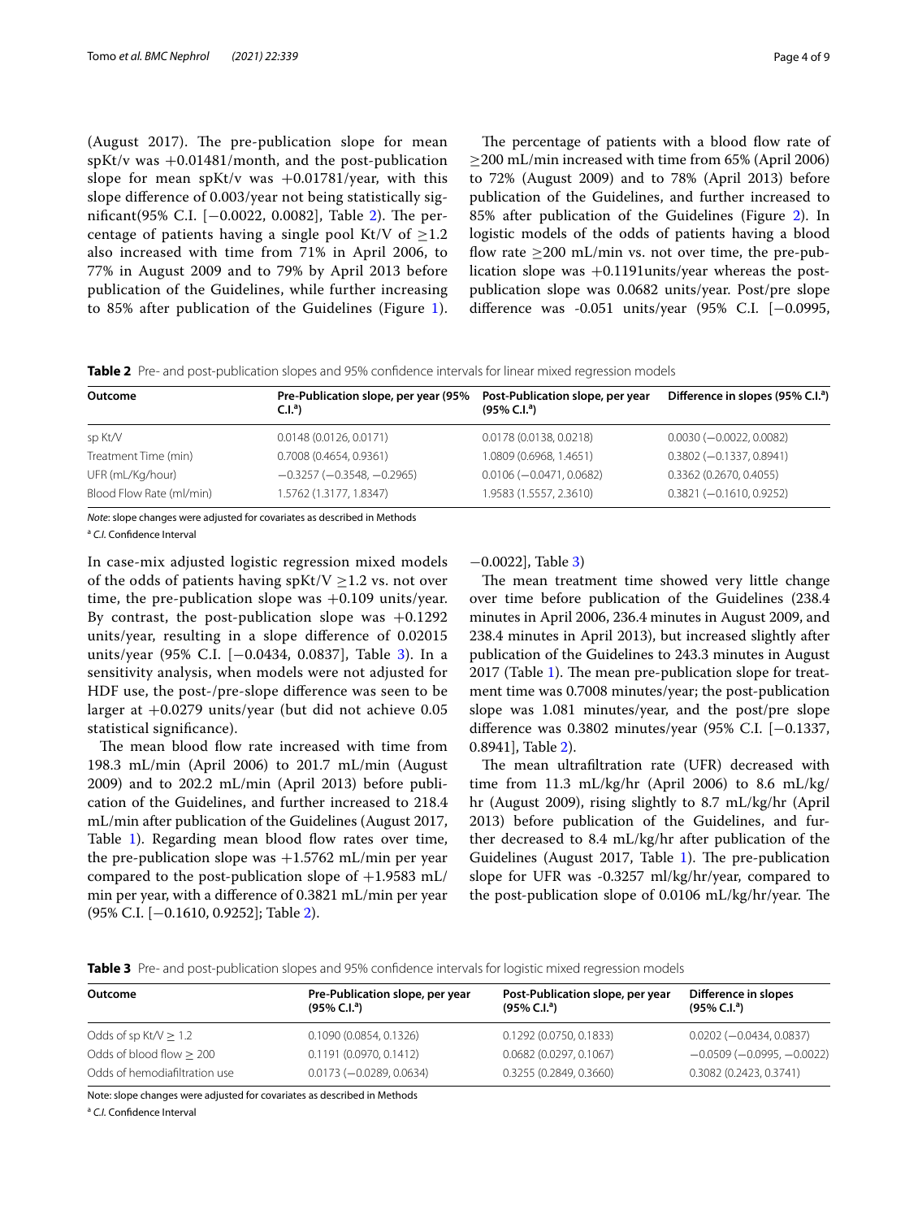(August 2017). The pre-publication slope for mean spKt/v was +0.01481/month, and the post-publication slope for mean spKt/v was +0.01781/year, with this slope difference of 0.003/year not being statistically significant(95% C.I. [−0.0022, 0.0082], Table 2). The percentage of patients having a single pool Kt/V of ≥1.2 also increased with time from 71% in April 2006, to 77% in August 2009 and to 79% by April 2013 before publication of the Guidelines, while further increasing to 85% after publication of the Guidelines (Figure 1). In case-mix adjusted logistic regression mixed models of the odds of patients having spKt/V ≥1.2 vs. not over time, the pre-publication slope was +0.109 units/year. By contrast, the post-publication slope was +0.1292 units/year, resulting in a slope difference of 0.02015 units/year (95% C.I. [−0.0434, 0.0837], Table 3). In a sensitivity analysis, when models were not adjusted for HDF use, the post-/pre-slope difference was seen to be larger at +0.0279 units/year (but did not achieve 0.05 statistical significance).

The mean blood flow rate increased with time from 198.3 mL/min (April 2006) to 201.7 mL/min (August 2009) and to 202.2 mL/min (April 2013) before publication of the Guidelines, and further increased to 218.4 mL/min after publication of the Guidelines (August 2017, Table 1). Regarding mean blood flow rates over time, the pre-publication slope was +1.5762 mL/min per year compared to the post-publication slope of +1.9583 mL/min per year, with a difference of 0.3821 mL/min per year (95% C.I. [−0.1610, 0.9252]; Table 2).

The percentage of patients with a blood flow rate of ≥200 mL/min increased with time from 65% (April 2006) to 72% (August 2009) and to 78% (April 2013) before publication of the Guidelines, and further increased to 85% after publication of the Guidelines (Figure 2). In logistic models of the odds of patients having a blood flow rate ≥200 mL/min vs. not over time, the pre-publication slope was +0.1191units/year whereas the post-publication slope was 0.0682 units/year. Post/pre slope difference was -0.051 units/year (95% C.I. [−0.0995, −0.0022], Table 3)

The mean treatment time showed very little change over time before publication of the Guidelines (238.4 minutes in April 2006, 236.4 minutes in August 2009, and 238.4 minutes in April 2013), but increased slightly after publication of the Guidelines to 243.3 minutes in August 2017 (Table 1). The mean pre-publication slope for treatment time was 0.7008 minutes/year; the post-publication slope was 1.081 minutes/year, and the post/pre slope difference was 0.3802 minutes/year (95% C.I. [−0.1337, 0.8941], Table 2).

The mean ultrafiltration rate (UFR) decreased with time from 11.3 mL/kg/hr (April 2006) to 8.6 mL/kg/hr (August 2009), rising slightly to 8.7 mL/kg/hr (April 2013) before publication of the Guidelines, and further decreased to 8.4 mL/kg/hr after publication of the Guidelines (August 2017, Table 1). The pre-publication slope for UFR was -0.3257 ml/kg/hr/year, compared to the post-publication slope of 0.0106 mL/kg/hr/year. The

**Table 2** Pre- and post-publication slopes and 95% confidence intervals for linear mixed regression models

| Outcome | Pre-Publication slope, per year (95% C.I.[a]) | Post-Publication slope, per year (95% C.I.[a]) | Difference in slopes (95% C.I.[a]) |
|---|---|---|---|
| sp Kt/V | 0.0148 (0.0126, 0.0171) | 0.0178 (0.0138, 0.0218) | 0.0030 (−0.0022, 0.0082) |
| Treatment Time (min) | 0.7008 (0.4654, 0.9361) | 1.0809 (0.6968, 1.4651) | 0.3802 (−0.1337, 0.8941) |
| UFR (mL/Kg/hour) | −0.3257 (−0.3548, −0.2965) | 0.0106 (−0.0471, 0.0682) | 0.3362 (0.2670, 0.4055) |
| Blood Flow Rate (ml/min) | 1.5762 (1.3177, 1.8347) | 1.9583 (1.5557, 2.3610) | 0.3821 (−0.1610, 0.9252) |

*Note*: slope changes were adjusted for covariates as described in Methods

[a] *C.I.* Confidence Interval

**Table 3** Pre- and post-publication slopes and 95% confidence intervals for logistic mixed regression models

| Outcome | Pre-Publication slope, per year (95% C.I.[a]) | Post-Publication slope, per year (95% C.I.[a]) | Difference in slopes (95% C.I.[a]) |
|---|---|---|---|
| Odds of sp Kt/V ≥ 1.2 | 0.1090 (0.0854, 0.1326) | 0.1292 (0.0750, 0.1833) | 0.0202 (−0.0434, 0.0837) |
| Odds of blood flow ≥ 200 | 0.1191 (0.0970, 0.1412) | 0.0682 (0.0297, 0.1067) | −0.0509 (−0.0995, −0.0022) |
| Odds of hemodiafiltration use | 0.0173 (−0.0289, 0.0634) | 0.3255 (0.2849, 0.3660) | 0.3082 (0.2423, 0.3741) |

Note: slope changes were adjusted for covariates as described in Methods

[a] *C.I.* Confidence Interval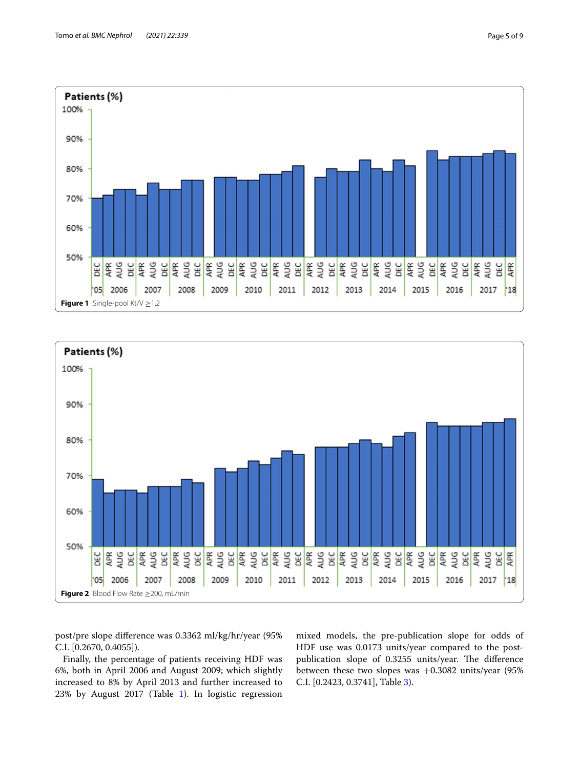**Figure 1** Single-pool Kt/V ≥1.2

**Figure 2** Blood Flow Rate ≥200, mL/min

post/pre slope difference was 0.3362 ml/kg/hr/year (95% C.I. [0.2670, 0.4055]).

Finally, the percentage of patients receiving HDF was 6%, both in April 2006 and August 2009; which slightly increased to 8% by April 2013 and further increased to 23% by August 2017 (Table 1). In logistic regression mixed models, the pre-publication slope for odds of HDF use was 0.0173 units/year compared to the post-publication slope of 0.3255 units/year. The difference between these two slopes was +0.3082 units/year (95% C.I. [0.2423, 0.3741], Table 3).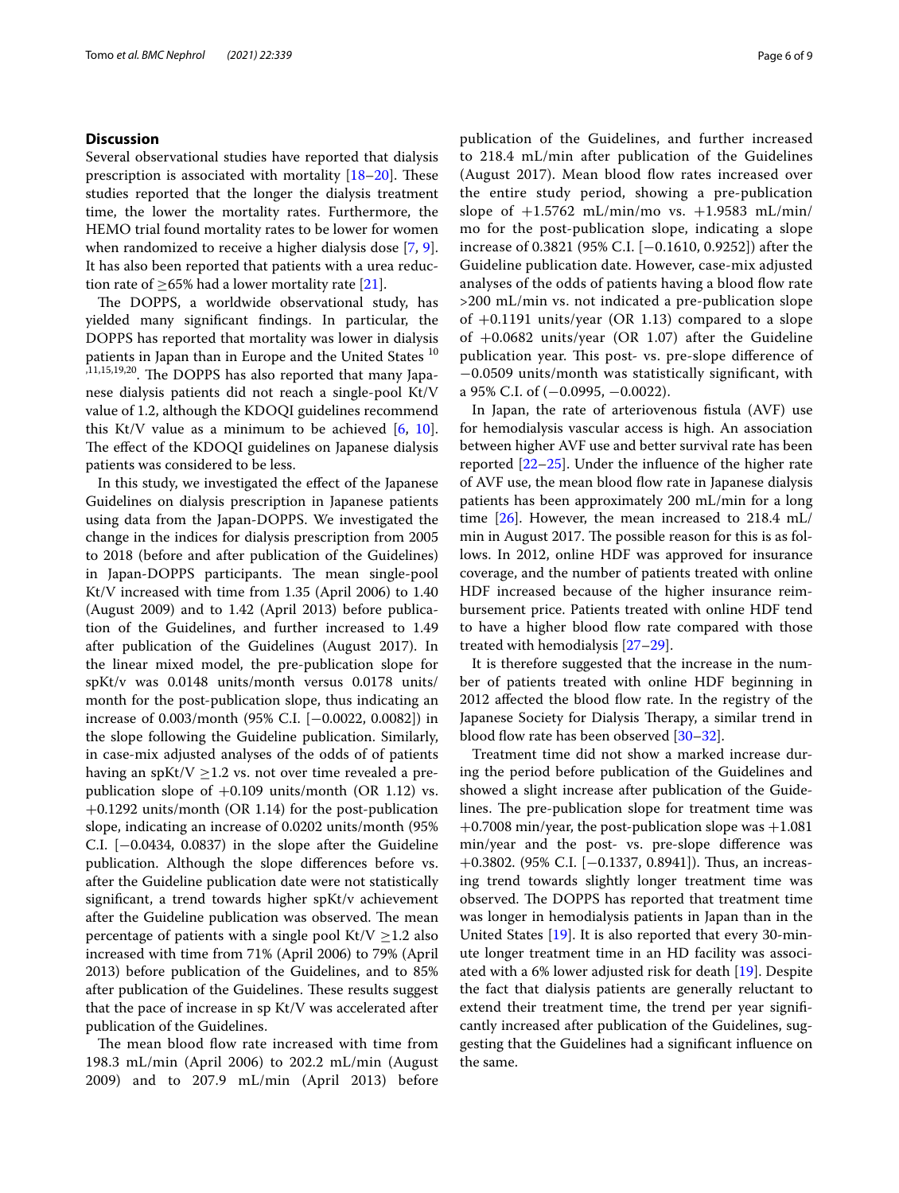## Discussion

Several observational studies have reported that dialysis prescription is associated with mortality [18–20]. These studies reported that the longer the dialysis treatment time, the lower the mortality rates. Furthermore, the HEMO trial found mortality rates to be lower for women when randomized to receive a higher dialysis dose [7, 9]. It has also been reported that patients with a urea reduction rate of ≥65% had a lower mortality rate [21].

The DOPPS, a worldwide observational study, has yielded many significant findings. In particular, the DOPPS has reported that mortality was lower in dialysis patients in Japan than in Europe and the United States [10,11,15,19,20]. The DOPPS has also reported that many Japanese dialysis patients did not reach a single-pool Kt/V value of 1.2, although the KDOQI guidelines recommend this Kt/V value as a minimum to be achieved [6, 10]. The effect of the KDOQI guidelines on Japanese dialysis patients was considered to be less.

In this study, we investigated the effect of the Japanese Guidelines on dialysis prescription in Japanese patients using data from the Japan-DOPPS. We investigated the change in the indices for dialysis prescription from 2005 to 2018 (before and after publication of the Guidelines) in Japan-DOPPS participants. The mean single-pool Kt/V increased with time from 1.35 (April 2006) to 1.40 (August 2009) and to 1.42 (April 2013) before publication of the Guidelines, and further increased to 1.49 after publication of the Guidelines (August 2017). In the linear mixed model, the pre-publication slope for spKt/v was 0.0148 units/month versus 0.0178 units/month for the post-publication slope, thus indicating an increase of 0.003/month (95% C.I. [−0.0022, 0.0082]) in the slope following the Guideline publication. Similarly, in case-mix adjusted analyses of the odds of of patients having an spKt/V ≥1.2 vs. not over time revealed a pre-publication slope of +0.109 units/month (OR 1.12) vs. +0.1292 units/month (OR 1.14) for the post-publication slope, indicating an increase of 0.0202 units/month (95% C.I. [−0.0434, 0.0837) in the slope after the Guideline publication. Although the slope differences before vs. after the Guideline publication date were not statistically significant, a trend towards higher spKt/v achievement after the Guideline publication was observed. The mean percentage of patients with a single pool Kt/V ≥1.2 also increased with time from 71% (April 2006) to 79% (April 2013) before publication of the Guidelines, and to 85% after publication of the Guidelines. These results suggest that the pace of increase in sp Kt/V was accelerated after publication of the Guidelines.

The mean blood flow rate increased with time from 198.3 mL/min (April 2006) to 202.2 mL/min (August 2009) and to 207.9 mL/min (April 2013) before publication of the Guidelines, and further increased to 218.4 mL/min after publication of the Guidelines (August 2017). Mean blood flow rates increased over the entire study period, showing a pre-publication slope of +1.5762 mL/min/mo vs. +1.9583 mL/min/mo for the post-publication slope, indicating a slope increase of 0.3821 (95% C.I. [−0.1610, 0.9252]) after the Guideline publication date. However, case-mix adjusted analyses of the odds of patients having a blood flow rate >200 mL/min vs. not indicated a pre-publication slope of +0.1191 units/year (OR 1.13) compared to a slope of +0.0682 units/year (OR 1.07) after the Guideline publication year. This post- vs. pre-slope difference of −0.0509 units/month was statistically significant, with a 95% C.I. of (−0.0995, −0.0022).

In Japan, the rate of arteriovenous fistula (AVF) use for hemodialysis vascular access is high. An association between higher AVF use and better survival rate has been reported [22–25]. Under the influence of the higher rate of AVF use, the mean blood flow rate in Japanese dialysis patients has been approximately 200 mL/min for a long time [26]. However, the mean increased to 218.4 mL/min in August 2017. The possible reason for this is as follows. In 2012, online HDF was approved for insurance coverage, and the number of patients treated with online HDF increased because of the higher insurance reimbursement price. Patients treated with online HDF tend to have a higher blood flow rate compared with those treated with hemodialysis [27–29].

It is therefore suggested that the increase in the number of patients treated with online HDF beginning in 2012 affected the blood flow rate. In the registry of the Japanese Society for Dialysis Therapy, a similar trend in blood flow rate has been observed [30–32].

Treatment time did not show a marked increase during the period before publication of the Guidelines and showed a slight increase after publication of the Guidelines. The pre-publication slope for treatment time was +0.7008 min/year, the post-publication slope was +1.081 min/year and the post- vs. pre-slope difference was +0.3802. (95% C.I. [−0.1337, 0.8941]). Thus, an increasing trend towards slightly longer treatment time was observed. The DOPPS has reported that treatment time was longer in hemodialysis patients in Japan than in the United States [19]. It is also reported that every 30-minute longer treatment time in an HD facility was associated with a 6% lower adjusted risk for death [19]. Despite the fact that dialysis patients are generally reluctant to extend their treatment time, the trend per year significantly increased after publication of the Guidelines, suggesting that the Guidelines had a significant influence on the same.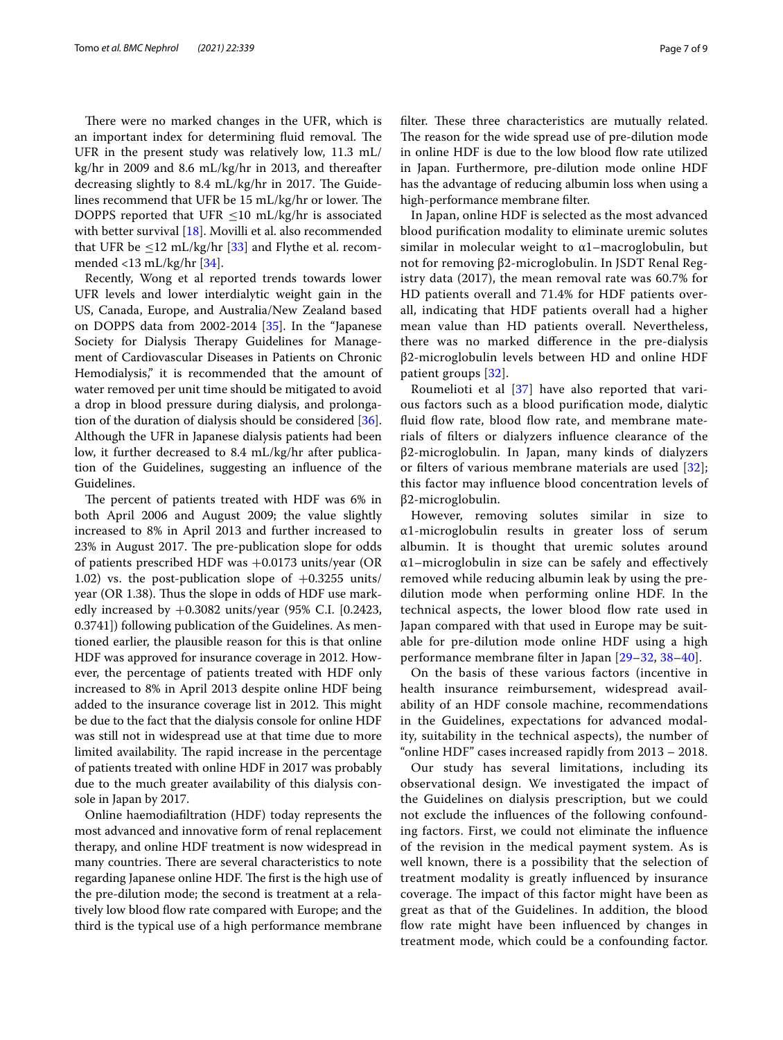There were no marked changes in the UFR, which is an important index for determining fluid removal. The UFR in the present study was relatively low, 11.3 mL/kg/hr in 2009 and 8.6 mL/kg/hr in 2013, and thereafter decreasing slightly to 8.4 mL/kg/hr in 2017. The Guidelines recommend that UFR be 15 mL/kg/hr or lower. The DOPPS reported that UFR $\leq$10 mL/kg/hr is associated with better survival [18]. Movilli et al. also recommended that UFR be $\leq$12 mL/kg/hr [33] and Flythe et al. recommended <13 mL/kg/hr [34].

Recently, Wong et al reported trends towards lower UFR levels and lower interdialytic weight gain in the US, Canada, Europe, and Australia/New Zealand based on DOPPS data from 2002-2014 [35]. In the "Japanese Society for Dialysis Therapy Guidelines for Management of Cardiovascular Diseases in Patients on Chronic Hemodialysis," it is recommended that the amount of water removed per unit time should be mitigated to avoid a drop in blood pressure during dialysis, and prolongation of the duration of dialysis should be considered [36]. Although the UFR in Japanese dialysis patients had been low, it further decreased to 8.4 mL/kg/hr after publication of the Guidelines, suggesting an influence of the Guidelines.

The percent of patients treated with HDF was 6% in both April 2006 and August 2009; the value slightly increased to 8% in April 2013 and further increased to 23% in August 2017. The pre-publication slope for odds of patients prescribed HDF was +0.0173 units/year (OR 1.02) vs. the post-publication slope of +0.3255 units/year (OR 1.38). Thus the slope in odds of HDF use markedly increased by +0.3082 units/year (95% C.I. [0.2423, 0.3741]) following publication of the Guidelines. As mentioned earlier, the plausible reason for this is that online HDF was approved for insurance coverage in 2012. However, the percentage of patients treated with HDF only increased to 8% in April 2013 despite online HDF being added to the insurance coverage list in 2012. This might be due to the fact that the dialysis console for online HDF was still not in widespread use at that time due to more limited availability. The rapid increase in the percentage of patients treated with online HDF in 2017 was probably due to the much greater availability of this dialysis console in Japan by 2017.

Online haemodiafiltration (HDF) today represents the most advanced and innovative form of renal replacement therapy, and online HDF treatment is now widespread in many countries. There are several characteristics to note regarding Japanese online HDF. The first is the high use of the pre-dilution mode; the second is treatment at a relatively low blood flow rate compared with Europe; and the third is the typical use of a high performance membrane filter. These three characteristics are mutually related. The reason for the wide spread use of pre-dilution mode in online HDF is due to the low blood flow rate utilized in Japan. Furthermore, pre-dilution mode online HDF has the advantage of reducing albumin loss when using a high-performance membrane filter.

In Japan, online HDF is selected as the most advanced blood purification modality to eliminate uremic solutes similar in molecular weight to α1–macroglobulin, but not for removing β2-microglobulin. In JSDT Renal Registry data (2017), the mean removal rate was 60.7% for HD patients overall and 71.4% for HDF patients overall, indicating that HDF patients overall had a higher mean value than HD patients overall. Nevertheless, there was no marked difference in the pre-dialysis β2-microglobulin levels between HD and online HDF patient groups [32].

Roumelioti et al [37] have also reported that various factors such as a blood purification mode, dialytic fluid flow rate, blood flow rate, and membrane materials of filters or dialyzers influence clearance of the β2-microglobulin. In Japan, many kinds of dialyzers or filters of various membrane materials are used [32]; this factor may influence blood concentration levels of β2-microglobulin.

However, removing solutes similar in size to α1-microglobulin results in greater loss of serum albumin. It is thought that uremic solutes around α1–microglobulin in size can be safely and effectively removed while reducing albumin leak by using the pre-dilution mode when performing online HDF. In the technical aspects, the lower blood flow rate used in Japan compared with that used in Europe may be suitable for pre-dilution mode online HDF using a high performance membrane filter in Japan [29–32, 38–40].

On the basis of these various factors (incentive in health insurance reimbursement, widespread availability of an HDF console machine, recommendations in the Guidelines, expectations for advanced modality, suitability in the technical aspects), the number of "online HDF" cases increased rapidly from 2013 – 2018.

Our study has several limitations, including its observational design. We investigated the impact of the Guidelines on dialysis prescription, but we could not exclude the influences of the following confounding factors. First, we could not eliminate the influence of the revision in the medical payment system. As is well known, there is a possibility that the selection of treatment modality is greatly influenced by insurance coverage. The impact of this factor might have been as great as that of the Guidelines. In addition, the blood flow rate might have been influenced by changes in treatment mode, which could be a confounding factor.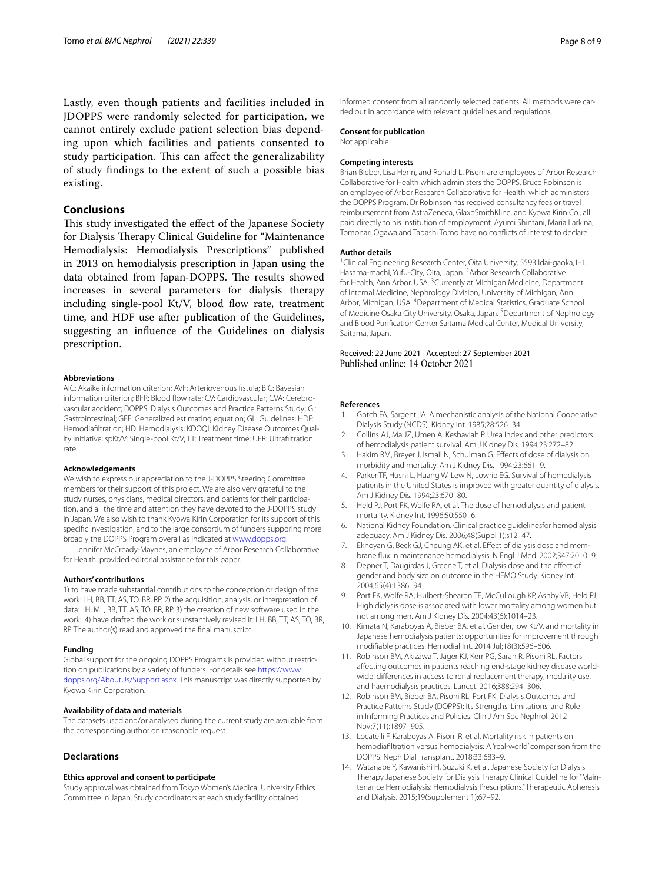Lastly, even though patients and facilities included in JDOPPS were randomly selected for participation, we cannot entirely exclude patient selection bias depending upon which facilities and patients consented to study participation. This can affect the generalizability of study findings to the extent of such a possible bias existing.

## Conclusions

This study investigated the effect of the Japanese Society for Dialysis Therapy Clinical Guideline for "Maintenance Hemodialysis: Hemodialysis Prescriptions" published in 2013 on hemodialysis prescription in Japan using the data obtained from Japan-DOPPS. The results showed increases in several parameters for dialysis therapy including single-pool Kt/V, blood flow rate, treatment time, and HDF use after publication of the Guidelines, suggesting an influence of the Guidelines on dialysis prescription.

#### Abbreviations

AIC: Akaike information criterion; AVF: Arteriovenous fistula; BIC: Bayesian information criterion; BFR: Blood flow rate; CV: Cardiovascular; CVA: Cerebrovascular accident; DOPPS: Dialysis Outcomes and Practice Patterns Study; GI: Gastrointestinal; GEE: Generalized estimating equation; GL: Guidelines; HDF: Hemodiafiltration; HD: Hemodialysis; KDOQI: Kidney Disease Outcomes Quality Initiative; spKt/V: Single-pool Kt/V; TT: Treatment time; UFR: Ultrafiltration rate.

#### Acknowledgements

We wish to express our appreciation to the J-DOPPS Steering Committee members for their support of this project. We are also very grateful to the study nurses, physicians, medical directors, and patients for their participation, and all the time and attention they have devoted to the J-DOPPS study in Japan. We also wish to thank Kyowa Kirin Corporation for its support of this specific investigation, and to the large consortium of funders supporting more broadly the DOPPS Program overall as indicated at www.dopps.org.

Jennifer McCready-Maynes, an employee of Arbor Research Collaborative for Health, provided editorial assistance for this paper.

#### Authors' contributions

1) to have made substantial contributions to the conception or design of the work: LH, BB, TT, AS, TO, BR, RP. 2) the acquisition, analysis, or interpretation of data: LH, ML, BB, TT, AS, TO, BR, RP. 3) the creation of new software used in the work:. 4) have drafted the work or substantively revised it: LH, BB, TT, AS, TO, BR, RP. The author(s) read and approved the final manuscript.

#### Funding

Global support for the ongoing DOPPS Programs is provided without restriction on publications by a variety of funders. For details see https://www.dopps.org/AboutUs/Support.aspx. This manuscript was directly supported by Kyowa Kirin Corporation.

#### Availability of data and materials

The datasets used and/or analysed during the current study are available from the corresponding author on reasonable request.

## Declarations

#### Ethics approval and consent to participate

Study approval was obtained from Tokyo Women's Medical University Ethics Committee in Japan. Study coordinators at each study facility obtained informed consent from all randomly selected patients. All methods were carried out in accordance with relevant guidelines and regulations.

#### Consent for publication

Not applicable

#### Competing interests

Brian Bieber, Lisa Henn, and Ronald L. Pisoni are employees of Arbor Research Collaborative for Health which administers the DOPPS. Bruce Robinson is an employee of Arbor Research Collaborative for Health, which administers the DOPPS Program. Dr Robinson has received consultancy fees or travel reimbursement from AstraZeneca, GlaxoSmithKline, and Kyowa Kirin Co., all paid directly to his institution of employment. Ayumi Shintani, Maria Larkina, Tomonari Ogawa,and Tadashi Tomo have no conflicts of interest to declare.

#### Author details

[1]Clinical Engineering Research Center, Oita University, 5593 Idai-gaoka,1-1, Hasama-machi, Yufu-City, Oita, Japan. [2]Arbor Research Collaborative for Health, Ann Arbor, USA. [3]Currently at Michigan Medicine, Department of Internal Medicine, Nephrology Division, University of Michigan, Ann Arbor, Michigan, USA. [4]Department of Medical Statistics, Graduate School of Medicine Osaka City University, Osaka, Japan. [5]Department of Nephrology and Blood Purification Center Saitama Medical Center, Medical University, Saitama, Japan.

Received: 22 June 2021 Accepted: 27 September 2021
Published online: 14 October 2021

#### References

1. Gotch FA, Sargent JA. A mechanistic analysis of the National Cooperative Dialysis Study (NCDS). Kidney Int. 1985;28:526–34.
2. Collins AJ, Ma JZ, Umen A, Keshaviah P. Urea index and other predictors of hemodialysis patient survival. Am J Kidney Dis. 1994;23:272–82.
3. Hakim RM, Breyer J, Ismail N, Schulman G. Effects of dose of dialysis on morbidity and mortality. Am J Kidney Dis. 1994;23:661–9.
4. Parker TF, Husni L, Huang W, Lew N, Lowrie EG. Survival of hemodialysis patients in the United States is improved with greater quantity of dialysis. Am J Kidney Dis. 1994;23:670–80.
5. Held PJ, Port FK, Wolfe RA, et al. The dose of hemodialysis and patient mortality. Kidney Int. 1996;50:550–6.
6. National Kidney Foundation. Clinical practice guidelinesfor hemodialysis adequacy. Am J Kidney Dis. 2006;48(Suppl 1):s12–47.
7. Eknoyan G, Beck GJ, Cheung AK, et al. Effect of dialysis dose and membrane flux in maintenance hemodialysis. N Engl J Med. 2002;347:2010–9.
8. Depner T, Daugirdas J, Greene T, et al. Dialysis dose and the effect of gender and body size on outcome in the HEMO Study. Kidney Int. 2004;65(4):1386–94.
9. Port FK, Wolfe RA, Hulbert-Shearon TE, McCullough KP, Ashby VB, Held PJ. High dialysis dose is associated with lower mortality among women but not among men. Am J Kidney Dis. 2004;43(6):1014–23.
10. Kimata N, Karaboyas A, Bieber BA, et al. Gender, low Kt/V, and mortality in Japanese hemodialysis patients: opportunities for improvement through modifiable practices. Hemodial Int. 2014 Jul;18(3):596–606.
11. Robinson BM, Akizawa T, Jager KJ, Kerr PG, Saran R, Pisoni RL. Factors affecting outcomes in patients reaching end-stage kidney disease worldwide: differences in access to renal replacement therapy, modality use, and haemodialysis practices. Lancet. 2016;388:294–306.
12. Robinson BM, Bieber BA, Pisoni RL, Port FK. Dialysis Outcomes and Practice Patterns Study (DOPPS): Its Strengths, Limitations, and Role in Informing Practices and Policies. Clin J Am Soc Nephrol. 2012 Nov;7(11):1897–905.
13. Locatelli F, Karaboyas A, Pisoni R, et al. Mortality risk in patients on hemodiafiltration versus hemodialysis: A 'real-world' comparison from the DOPPS. Neph Dial Transplant. 2018;33:683–9.
14. Watanabe Y, Kawanishi H, Suzuki K, et al. Japanese Society for Dialysis Therapy Japanese Society for Dialysis Therapy Clinical Guideline for "Maintenance Hemodialysis: Hemodialysis Prescriptions." Therapeutic Apheresis and Dialysis. 2015;19(Supplement 1):67–92.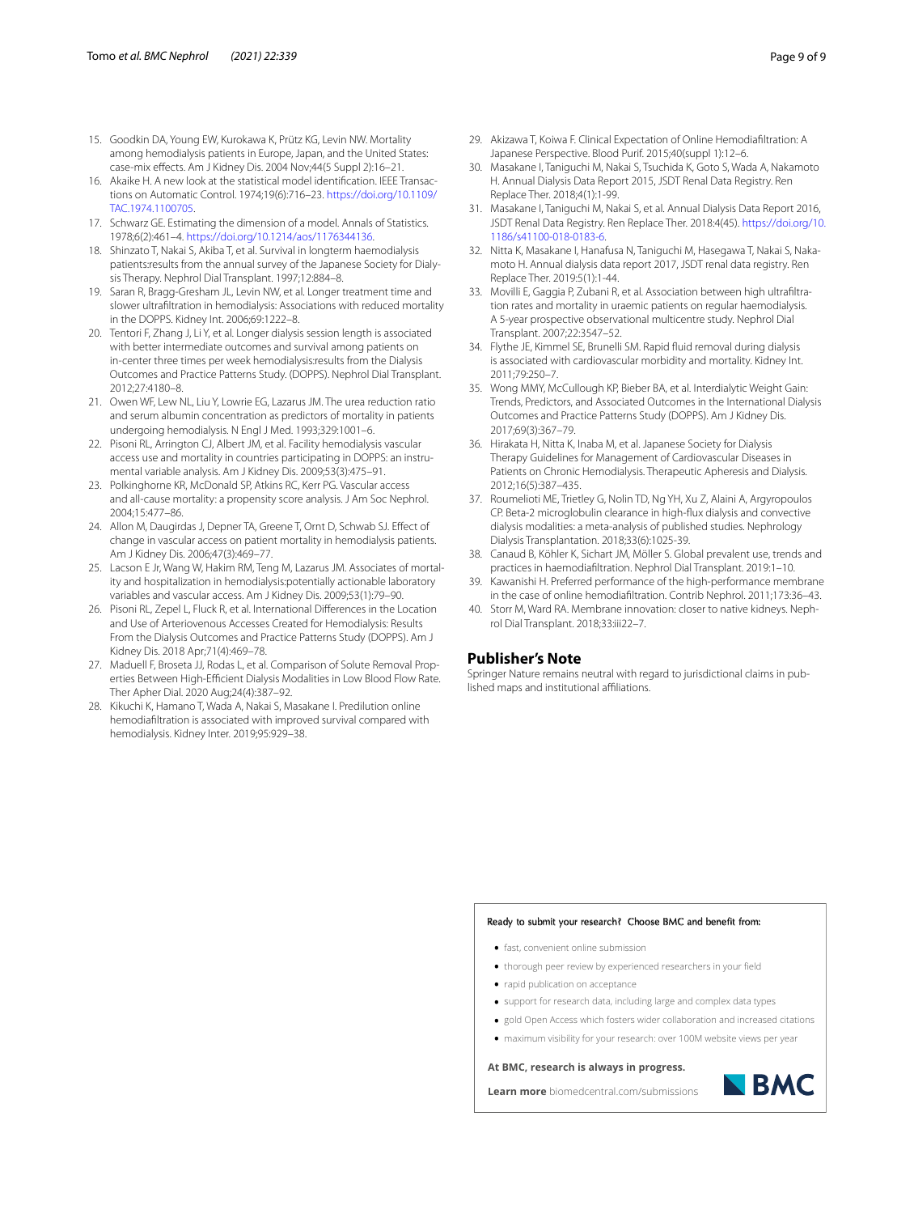15. Goodkin DA, Young EW, Kurokawa K, Prütz KG, Levin NW. Mortality among hemodialysis patients in Europe, Japan, and the United States: case-mix effects. Am J Kidney Dis. 2004 Nov;44(5 Suppl 2):16–21.
16. Akaike H. A new look at the statistical model identification. IEEE Transactions on Automatic Control. 1974;19(6):716–23. https://doi.org/10.1109/TAC.1974.1100705.
17. Schwarz GE. Estimating the dimension of a model. Annals of Statistics. 1978;6(2):461–4. https://doi.org/10.1214/aos/1176344136.
18. Shinzato T, Nakai S, Akiba T, et al. Survival in longterm haemodialysis patients:results from the annual survey of the Japanese Society for Dialysis Therapy. Nephrol Dial Transplant. 1997;12:884–8.
19. Saran R, Bragg-Gresham JL, Levin NW, et al. Longer treatment time and slower ultrafiltration in hemodialysis: Associations with reduced mortality in the DOPPS. Kidney Int. 2006;69:1222–8.
20. Tentori F, Zhang J, Li Y, et al. Longer dialysis session length is associated with better intermediate outcomes and survival among patients on in-center three times per week hemodialysis:results from the Dialysis Outcomes and Practice Patterns Study. (DOPPS). Nephrol Dial Transplant. 2012;27:4180–8.
21. Owen WF, Lew NL, Liu Y, Lowrie EG, Lazarus JM. The urea reduction ratio and serum albumin concentration as predictors of mortality in patients undergoing hemodialysis. N Engl J Med. 1993;329:1001–6.
22. Pisoni RL, Arrington CJ, Albert JM, et al. Facility hemodialysis vascular access use and mortality in countries participating in DOPPS: an instrumental variable analysis. Am J Kidney Dis. 2009;53(3):475–91.
23. Polkinghorne KR, McDonald SP, Atkins RC, Kerr PG. Vascular access and all-cause mortality: a propensity score analysis. J Am Soc Nephrol. 2004;15:477–86.
24. Allon M, Daugirdas J, Depner TA, Greene T, Ornt D, Schwab SJ. Effect of change in vascular access on patient mortality in hemodialysis patients. Am J Kidney Dis. 2006;47(3):469–77.
25. Lacson E Jr, Wang W, Hakim RM, Teng M, Lazarus JM. Associates of mortality and hospitalization in hemodialysis:potentially actionable laboratory variables and vascular access. Am J Kidney Dis. 2009;53(1):79–90.
26. Pisoni RL, Zepel L, Fluck R, et al. International Differences in the Location and Use of Arteriovenous Accesses Created for Hemodialysis: Results From the Dialysis Outcomes and Practice Patterns Study (DOPPS). Am J Kidney Dis. 2018 Apr;71(4):469–78.
27. Maduell F, Broseta JJ, Rodas L, et al. Comparison of Solute Removal Properties Between High-Efficient Dialysis Modalities in Low Blood Flow Rate. Ther Apher Dial. 2020 Aug;24(4):387–92.
28. Kikuchi K, Hamano T, Wada A, Nakai S, Masakane I. Predilution online hemodiafiltration is associated with improved survival compared with hemodialysis. Kidney Inter. 2019;95:929–38.
29. Akizawa T, Koiwa F. Clinical Expectation of Online Hemodiafiltration: A Japanese Perspective. Blood Purif. 2015;40(suppl 1):12–6.
30. Masakane I, Taniguchi M, Nakai S, Tsuchida K, Goto S, Wada A, Nakamoto H. Annual Dialysis Data Report 2015, JSDT Renal Data Registry. Ren Replace Ther. 2018;4(1):1-99.
31. Masakane I, Taniguchi M, Nakai S, et al. Annual Dialysis Data Report 2016, JSDT Renal Data Registry. Ren Replace Ther. 2018:4(45). https://doi.org/10.1186/s41100-018-0183-6.
32. Nitta K, Masakane I, Hanafusa N, Taniguchi M, Hasegawa T, Nakai S, Nakamoto H. Annual dialysis data report 2017, JSDT renal data registry. Ren Replace Ther. 2019:5(1):1-44.
33. Movilli E, Gaggia P, Zubani R, et al. Association between high ultrafiltration rates and mortality in uraemic patients on regular haemodialysis. A 5-year prospective observational multicentre study. Nephrol Dial Transplant. 2007;22:3547–52.
34. Flythe JE, Kimmel SE, Brunelli SM. Rapid fluid removal during dialysis is associated with cardiovascular morbidity and mortality. Kidney Int. 2011;79:250–7.
35. Wong MMY, McCullough KP, Bieber BA, et al. Interdialytic Weight Gain: Trends, Predictors, and Associated Outcomes in the International Dialysis Outcomes and Practice Patterns Study (DOPPS). Am J Kidney Dis. 2017;69(3):367–79.
36. Hirakata H, Nitta K, Inaba M, et al. Japanese Society for Dialysis Therapy Guidelines for Management of Cardiovascular Diseases in Patients on Chronic Hemodialysis. Therapeutic Apheresis and Dialysis. 2012;16(5):387–435.
37. Roumelioti ME, Trietley G, Nolin TD, Ng YH, Xu Z, Alaini A, Argyropoulos CP. Beta-2 microglobulin clearance in high-flux dialysis and convective dialysis modalities: a meta-analysis of published studies. Nephrology Dialysis Transplantation. 2018;33(6):1025-39.
38. Canaud B, Köhler K, Sichart JM, Möller S. Global prevalent use, trends and practices in haemodiafiltration. Nephrol Dial Transplant. 2019:1–10.
39. Kawanishi H. Preferred performance of the high-performance membrane in the case of online hemodiafiltration. Contrib Nephrol. 2011;173:36–43.
40. Storr M, Ward RA. Membrane innovation: closer to native kidneys. Nephrol Dial Transplant. 2018;33:iii22–7.

## Publisher's Note

Springer Nature remains neutral with regard to jurisdictional claims in published maps and institutional affiliations.

Ready to submit your research? Choose BMC and benefit from:

- fast, convenient online submission
- thorough peer review by experienced researchers in your field
- rapid publication on acceptance
- support for research data, including large and complex data types
- gold Open Access which fosters wider collaboration and increased citations
- maximum visibility for your research: over 100M website views per year

**At BMC, research is always in progress.**

**Learn more** biomedcentral.com/submissions

BMC